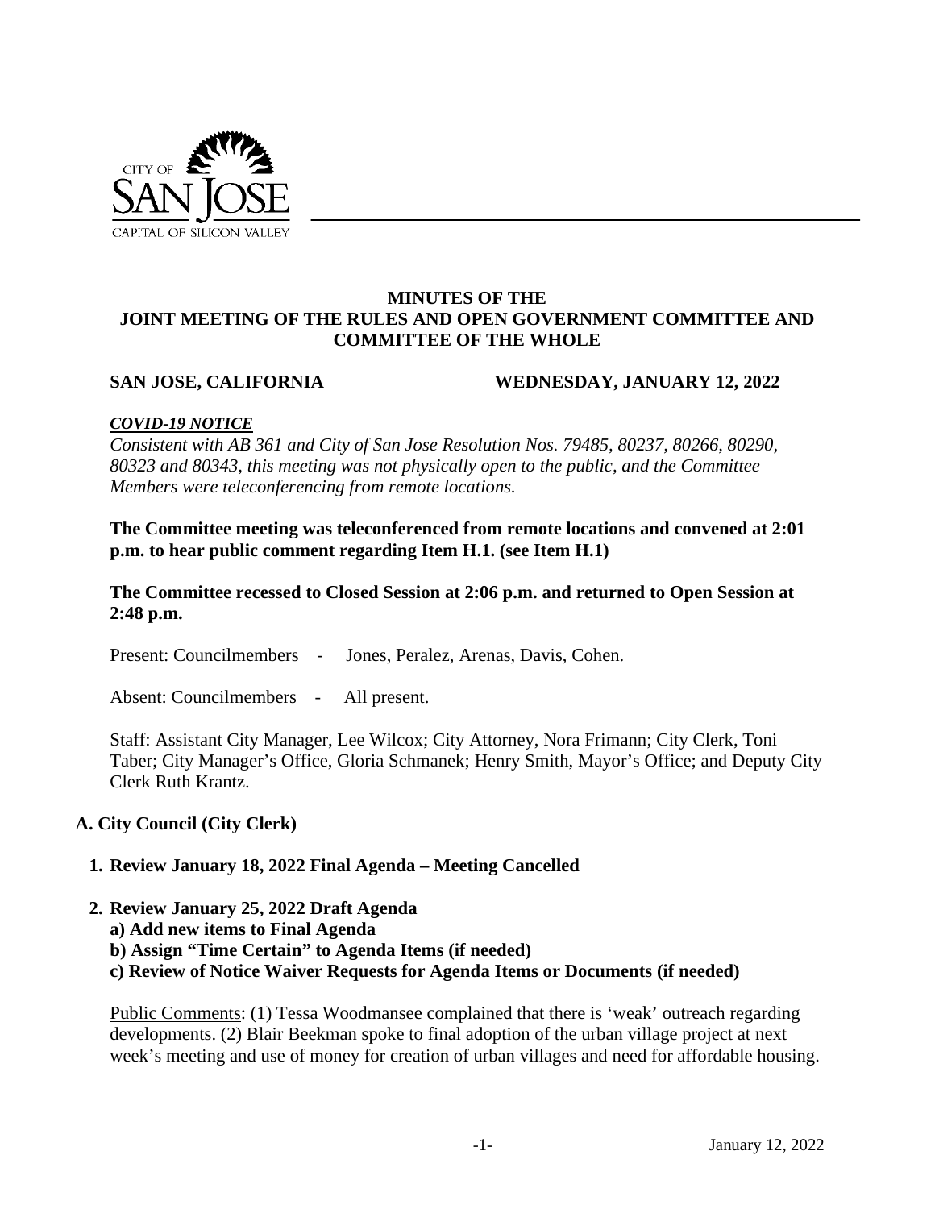# MINUTES OF THE JOINT MEETING OF THE RULES AND OPEN GOVERNMENT COMMITTEE AND COMMITTEE OF THE WHOLE

**SAN JOSE, CALIFORNIA** **WEDNESDAY, JANUARY 12, 2022**

***COVID-19 NOTICE***

*Consistent with AB 361 and City of San Jose Resolution Nos. 79485, 80237, 80266, 80290, 80323 and 80343, this meeting was not physically open to the public, and the Committee Members were teleconferencing from remote locations.*

**The Committee meeting was teleconferenced from remote locations and convened at 2:01 p.m. to hear public comment regarding Item H.1. (see Item H.1)**

**The Committee recessed to Closed Session at 2:06 p.m. and returned to Open Session at 2:48 p.m.**

Present: Councilmembers - Jones, Peralez, Arenas, Davis, Cohen.

Absent: Councilmembers - All present.

Staff: Assistant City Manager, Lee Wilcox; City Attorney, Nora Frimann; City Clerk, Toni Taber; City Manager's Office, Gloria Schmanek; Henry Smith, Mayor's Office; and Deputy City Clerk Ruth Krantz.

## A. City Council (City Clerk)

### 1. Review January 18, 2022 Final Agenda – Meeting Cancelled

### 2. Review January 25, 2022 Draft Agenda

**a) Add new items to Final Agenda**
**b) Assign "Time Certain" to Agenda Items (if needed)**
**c) Review of Notice Waiver Requests for Agenda Items or Documents (if needed)**

Public Comments: (1) Tessa Woodmansee complained that there is 'weak' outreach regarding developments. (2) Blair Beekman spoke to final adoption of the urban village project at next week's meeting and use of money for creation of urban villages and need for affordable housing.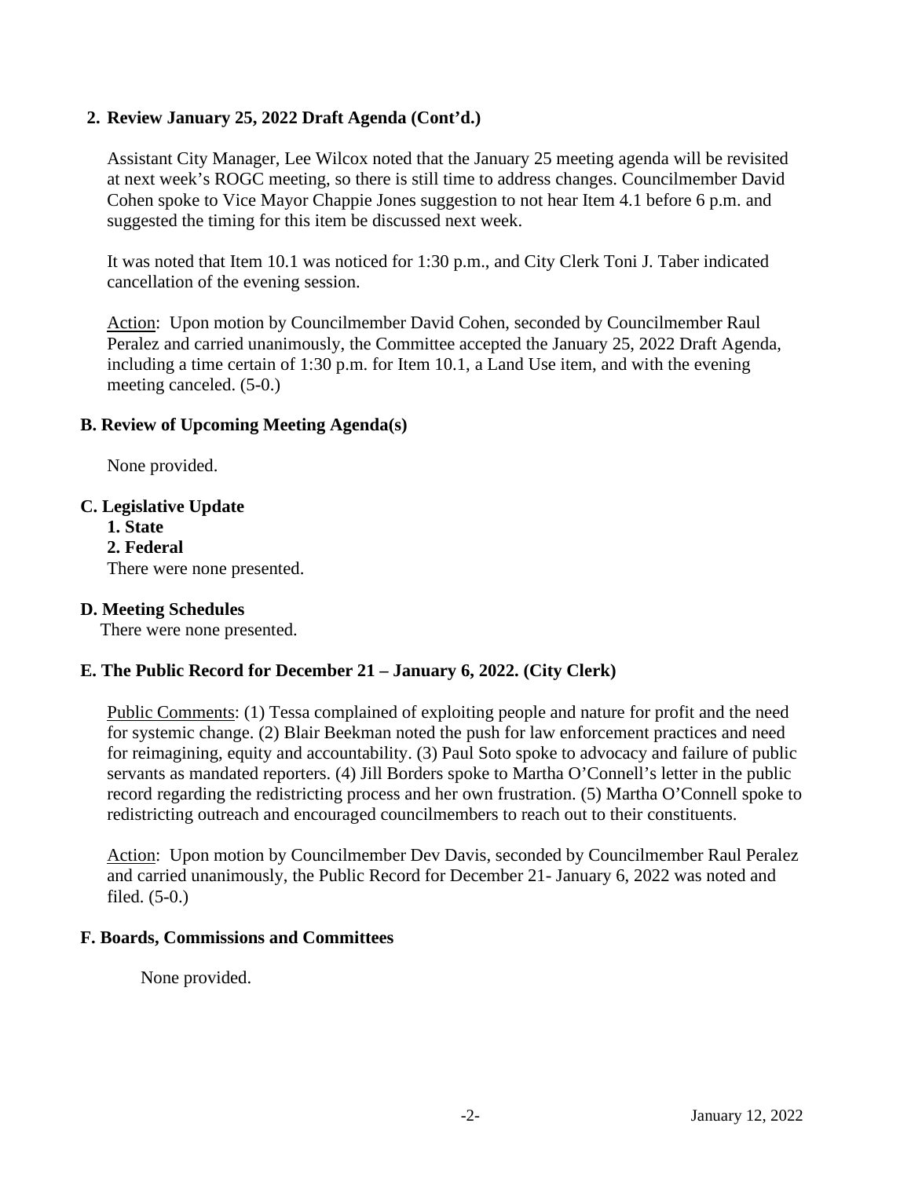**2. Review January 25, 2022 Draft Agenda (Cont'd.)**

Assistant City Manager, Lee Wilcox noted that the January 25 meeting agenda will be revisited at next week's ROGC meeting, so there is still time to address changes. Councilmember David Cohen spoke to Vice Mayor Chappie Jones suggestion to not hear Item 4.1 before 6 p.m. and suggested the timing for this item be discussed next week.

It was noted that Item 10.1 was noticed for 1:30 p.m., and City Clerk Toni J. Taber indicated cancellation of the evening session.

Action: Upon motion by Councilmember David Cohen, seconded by Councilmember Raul Peralez and carried unanimously, the Committee accepted the January 25, 2022 Draft Agenda, including a time certain of 1:30 p.m. for Item 10.1, a Land Use item, and with the evening meeting canceled. (5-0.)

**B. Review of Upcoming Meeting Agenda(s)**

None provided.

**C. Legislative Update**

**1. State**

**2. Federal**

There were none presented.

**D. Meeting Schedules**

There were none presented.

**E. The Public Record for December 21 – January 6, 2022. (City Clerk)**

Public Comments: (1) Tessa complained of exploiting people and nature for profit and the need for systemic change. (2) Blair Beekman noted the push for law enforcement practices and need for reimagining, equity and accountability. (3) Paul Soto spoke to advocacy and failure of public servants as mandated reporters. (4) Jill Borders spoke to Martha O'Connell's letter in the public record regarding the redistricting process and her own frustration. (5) Martha O'Connell spoke to redistricting outreach and encouraged councilmembers to reach out to their constituents.

Action: Upon motion by Councilmember Dev Davis, seconded by Councilmember Raul Peralez and carried unanimously, the Public Record for December 21- January 6, 2022 was noted and filed. (5-0.)

**F. Boards, Commissions and Committees**

None provided.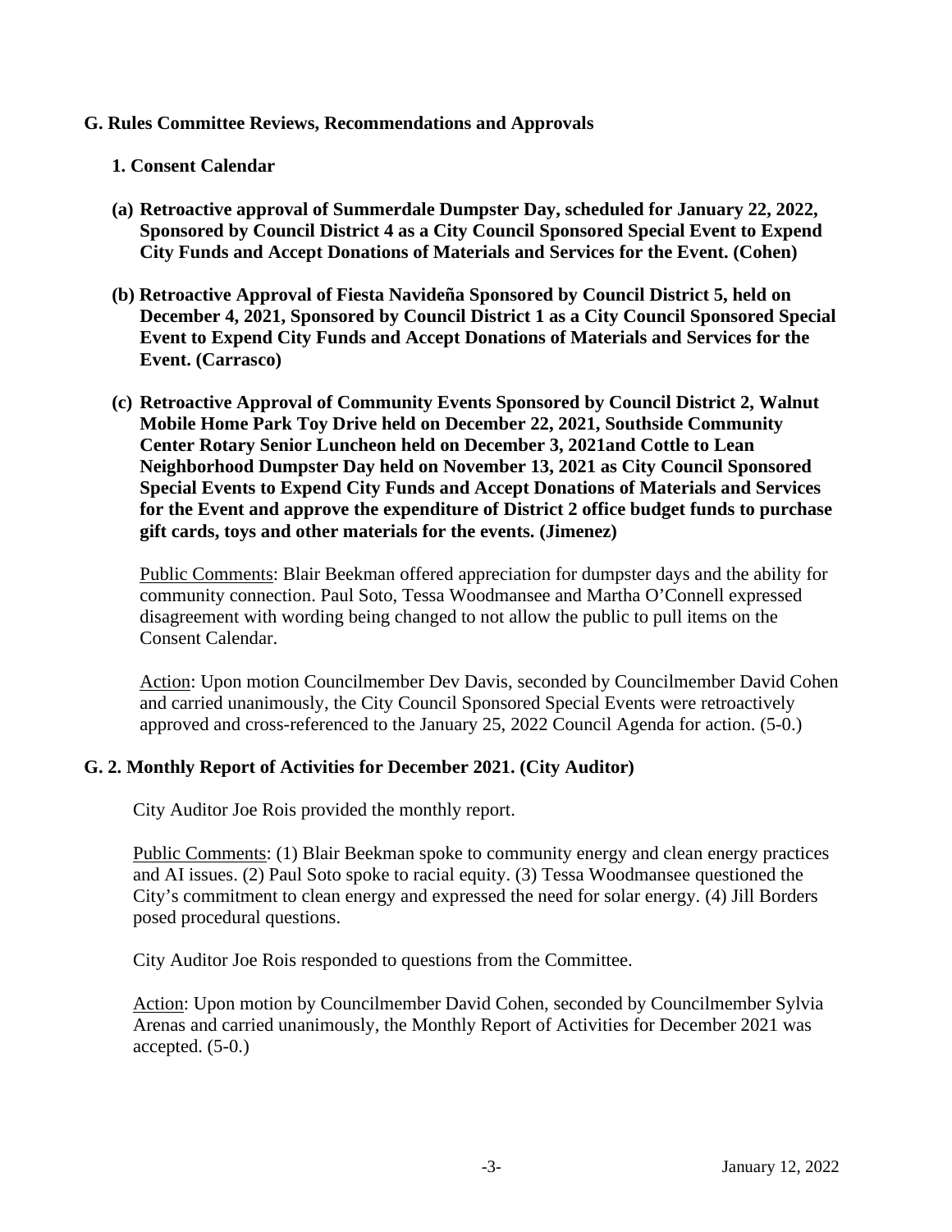## G. Rules Committee Reviews, Recommendations and Approvals

### 1. Consent Calendar

**(a) Retroactive approval of Summerdale Dumpster Day, scheduled for January 22, 2022, Sponsored by Council District 4 as a City Council Sponsored Special Event to Expend City Funds and Accept Donations of Materials and Services for the Event. (Cohen)**

**(b) Retroactive Approval of Fiesta Navideña Sponsored by Council District 5, held on December 4, 2021, Sponsored by Council District 1 as a City Council Sponsored Special Event to Expend City Funds and Accept Donations of Materials and Services for the Event. (Carrasco)**

**(c) Retroactive Approval of Community Events Sponsored by Council District 2, Walnut Mobile Home Park Toy Drive held on December 22, 2021, Southside Community Center Rotary Senior Luncheon held on December 3, 2021and Cottle to Lean Neighborhood Dumpster Day held on November 13, 2021 as City Council Sponsored Special Events to Expend City Funds and Accept Donations of Materials and Services for the Event and approve the expenditure of District 2 office budget funds to purchase gift cards, toys and other materials for the events. (Jimenez)**

Public Comments: Blair Beekman offered appreciation for dumpster days and the ability for community connection. Paul Soto, Tessa Woodmansee and Martha O'Connell expressed disagreement with wording being changed to not allow the public to pull items on the Consent Calendar.

Action: Upon motion Councilmember Dev Davis, seconded by Councilmember David Cohen and carried unanimously, the City Council Sponsored Special Events were retroactively approved and cross-referenced to the January 25, 2022 Council Agenda for action. (5-0.)

## G. 2. Monthly Report of Activities for December 2021. (City Auditor)

City Auditor Joe Rois provided the monthly report.

Public Comments: (1) Blair Beekman spoke to community energy and clean energy practices and AI issues. (2) Paul Soto spoke to racial equity. (3) Tessa Woodmansee questioned the City's commitment to clean energy and expressed the need for solar energy. (4) Jill Borders posed procedural questions.

City Auditor Joe Rois responded to questions from the Committee.

Action: Upon motion by Councilmember David Cohen, seconded by Councilmember Sylvia Arenas and carried unanimously, the Monthly Report of Activities for December 2021 was accepted. (5-0.)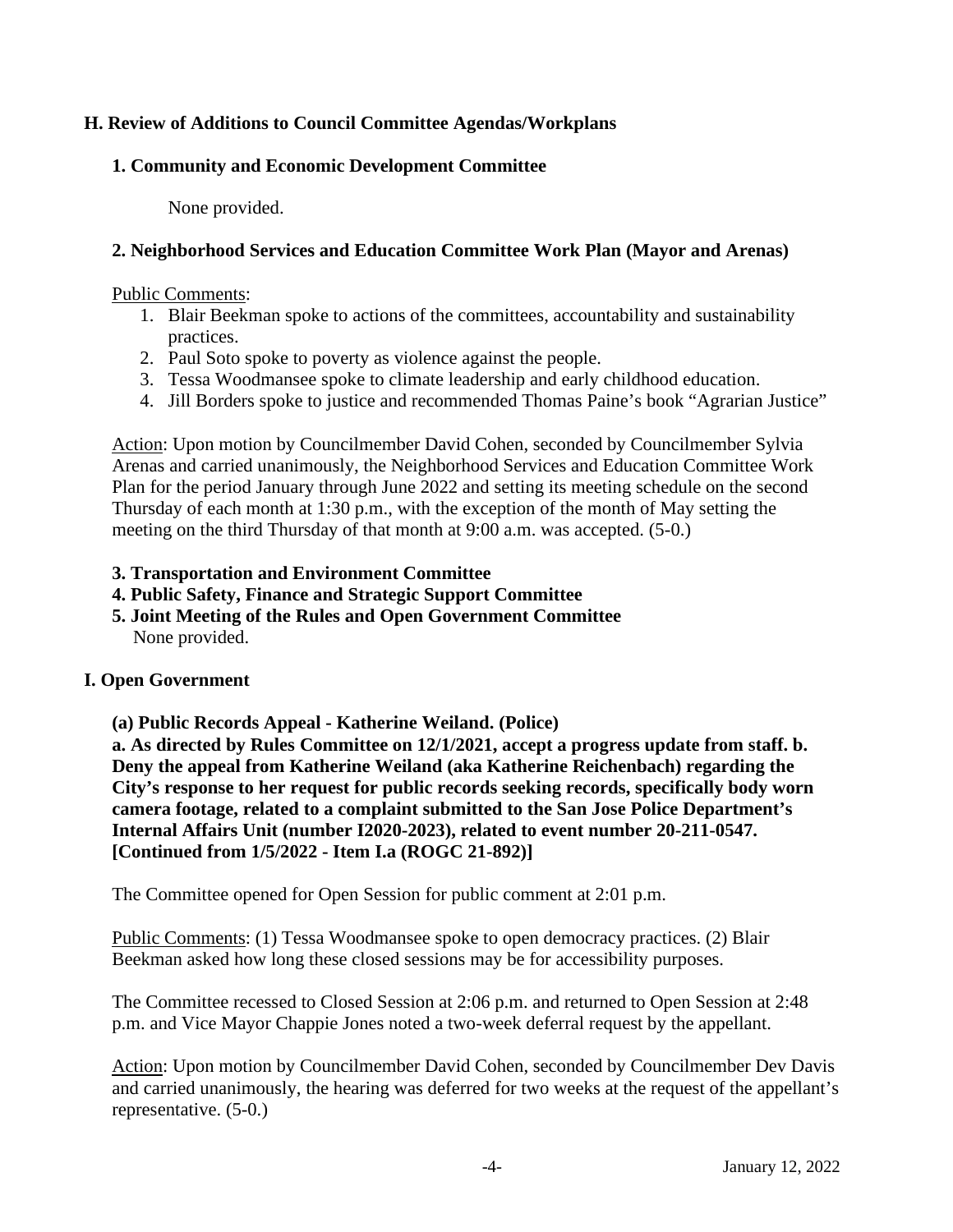## H. Review of Additions to Council Committee Agendas/Workplans

### 1. Community and Economic Development Committee

None provided.

### 2. Neighborhood Services and Education Committee Work Plan (Mayor and Arenas)

Public Comments:

1. Blair Beekman spoke to actions of the committees, accountability and sustainability practices.
2. Paul Soto spoke to poverty as violence against the people.
3. Tessa Woodmansee spoke to climate leadership and early childhood education.
4. Jill Borders spoke to justice and recommended Thomas Paine's book "Agrarian Justice"

Action: Upon motion by Councilmember David Cohen, seconded by Councilmember Sylvia Arenas and carried unanimously, the Neighborhood Services and Education Committee Work Plan for the period January through June 2022 and setting its meeting schedule on the second Thursday of each month at 1:30 p.m., with the exception of the month of May setting the meeting on the third Thursday of that month at 9:00 a.m. was accepted. (5-0.)

### 3. Transportation and Environment Committee
### 4. Public Safety, Finance and Strategic Support Committee
### 5. Joint Meeting of the Rules and Open Government Committee

None provided.

## I. Open Government

**(a) Public Records Appeal - Katherine Weiland. (Police)**

**a. As directed by Rules Committee on 12/1/2021, accept a progress update from staff. b. Deny the appeal from Katherine Weiland (aka Katherine Reichenbach) regarding the City's response to her request for public records seeking records, specifically body worn camera footage, related to a complaint submitted to the San Jose Police Department's Internal Affairs Unit (number I2020-2023), related to event number 20-211-0547. [Continued from 1/5/2022 - Item I.a (ROGC 21-892)]**

The Committee opened for Open Session for public comment at 2:01 p.m.

Public Comments: (1) Tessa Woodmansee spoke to open democracy practices. (2) Blair Beekman asked how long these closed sessions may be for accessibility purposes.

The Committee recessed to Closed Session at 2:06 p.m. and returned to Open Session at 2:48 p.m. and Vice Mayor Chappie Jones noted a two-week deferral request by the appellant.

Action: Upon motion by Councilmember David Cohen, seconded by Councilmember Dev Davis and carried unanimously, the hearing was deferred for two weeks at the request of the appellant's representative. (5-0.)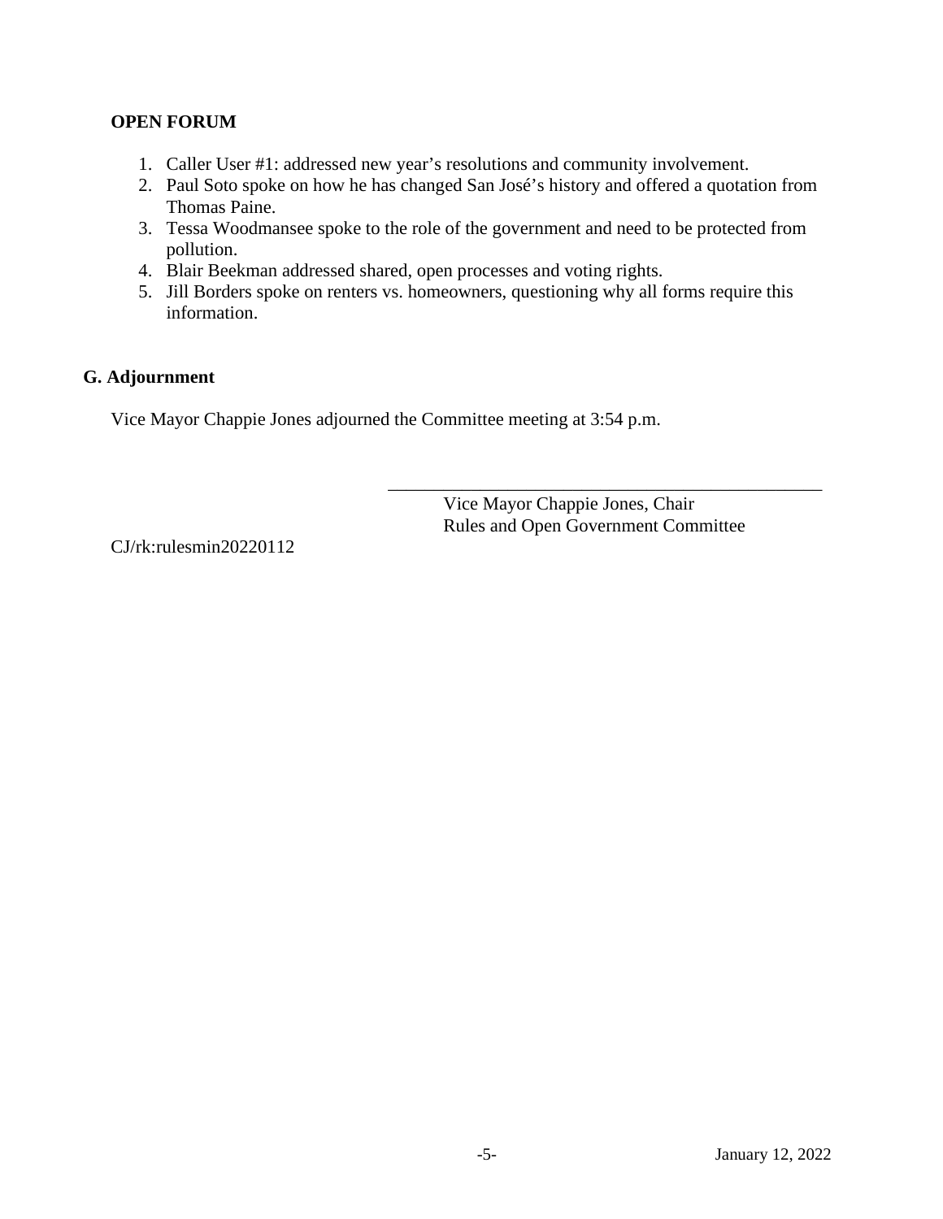**OPEN FORUM**

1. Caller User #1: addressed new year's resolutions and community involvement.
2. Paul Soto spoke on how he has changed San José's history and offered a quotation from Thomas Paine.
3. Tessa Woodmansee spoke to the role of the government and need to be protected from pollution.
4. Blair Beekman addressed shared, open processes and voting rights.
5. Jill Borders spoke on renters vs. homeowners, questioning why all forms require this information.

## G. Adjournment

Vice Mayor Chappie Jones adjourned the Committee meeting at 3:54 p.m.

\_\_\_\_\_\_\_\_\_\_\_\_\_\_\_\_\_\_\_\_\_\_\_\_\_\_\_\_\_\_\_\_\_\_\_\_\_\_\_\_\_\_\_\_\_\_\_\_

Vice Mayor Chappie Jones, Chair
Rules and Open Government Committee

CJ/rk:rulesmin20220112